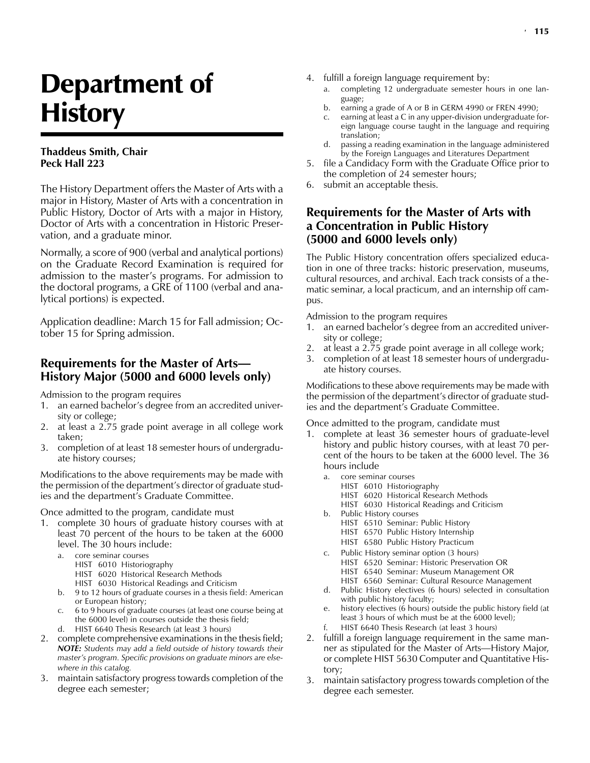# Department of History

**Thaddeus Smith, Chair**
**Peck Hall 223**

The History Department offers the Master of Arts with a major in History, Master of Arts with a concentration in Public History, Doctor of Arts with a major in History, Doctor of Arts with a concentration in Historic Preservation, and a graduate minor.

Normally, a score of 900 (verbal and analytical portions) on the Graduate Record Examination is required for admission to the master's programs. For admission to the doctoral programs, a GRE of 1100 (verbal and analytical portions) is expected.

Application deadline: March 15 for Fall admission; October 15 for Spring admission.

## Requirements for the Master of Arts—History Major (5000 and 6000 levels only)

Admission to the program requires

1. an earned bachelor's degree from an accredited university or college;
2. at least a 2.75 grade point average in all college work taken;
3. completion of at least 18 semester hours of undergraduate history courses;

Modifications to the above requirements may be made with the permission of the department's director of graduate studies and the department's Graduate Committee.

Once admitted to the program, candidate must

1. complete 30 hours of graduate history courses with at least 70 percent of the hours to be taken at the 6000 level. The 30 hours include:
   a. core seminar courses
      HIST 6010 Historiography
      HIST 6020 Historical Research Methods
      HIST 6030 Historical Readings and Criticism
   b. 9 to 12 hours of graduate courses in a thesis field: American or European history;
   c. 6 to 9 hours of graduate courses (at least one course being at the 6000 level) in courses outside the thesis field;
   d. HIST 6640 Thesis Research (at least 3 hours)
2. complete comprehensive examinations in the thesis field;
   ***NOTE:*** *Students may add a field outside of history towards their master's program. Specific provisions on graduate minors are elsewhere in this catalog.*
3. maintain satisfactory progress towards completion of the degree each semester;
4. fulfill a foreign language requirement by:
   a. completing 12 undergraduate semester hours in one language;
   b. earning a grade of A or B in GERM 4990 or FREN 4990;
   c. earning at least a C in any upper-division undergraduate foreign language course taught in the language and requiring translation;
   d. passing a reading examination in the language administered by the Foreign Languages and Literatures Department
5. file a Candidacy Form with the Graduate Office prior to the completion of 24 semester hours;
6. submit an acceptable thesis.

## Requirements for the Master of Arts with a Concentration in Public History (5000 and 6000 levels only)

The Public History concentration offers specialized education in one of three tracks: historic preservation, museums, cultural resources, and archival. Each track consists of a thematic seminar, a local practicum, and an internship off campus.

Admission to the program requires

1. an earned bachelor's degree from an accredited university or college;
2. at least a 2.75 grade point average in all college work;
3. completion of at least 18 semester hours of undergraduate history courses.

Modifications to these above requirements may be made with the permission of the department's director of graduate studies and the department's Graduate Committee.

Once admitted to the program, candidate must

1. complete at least 36 semester hours of graduate-level history and public history courses, with at least 70 percent of the hours to be taken at the 6000 level. The 36 hours include
   a. core seminar courses
      HIST 6010 Historiography
      HIST 6020 Historical Research Methods
      HIST 6030 Historical Readings and Criticism
   b. Public History courses
      HIST 6510 Seminar: Public History
      HIST 6570 Public History Internship
      HIST 6580 Public History Practicum
   c. Public History seminar option (3 hours)
      HIST 6520 Seminar: Historic Preservation OR
      HIST 6540 Seminar: Museum Management OR
      HIST 6560 Seminar: Cultural Resource Management
   d. Public History electives (6 hours) selected in consultation with public history faculty;
   e. history electives (6 hours) outside the public history field (at least 3 hours of which must be at the 6000 level);
   f. HIST 6640 Thesis Research (at least 3 hours)
2. fulfill a foreign language requirement in the same manner as stipulated for the Master of Arts—History Major, or complete HIST 5630 Computer and Quantitative History;
3. maintain satisfactory progress towards completion of the degree each semester.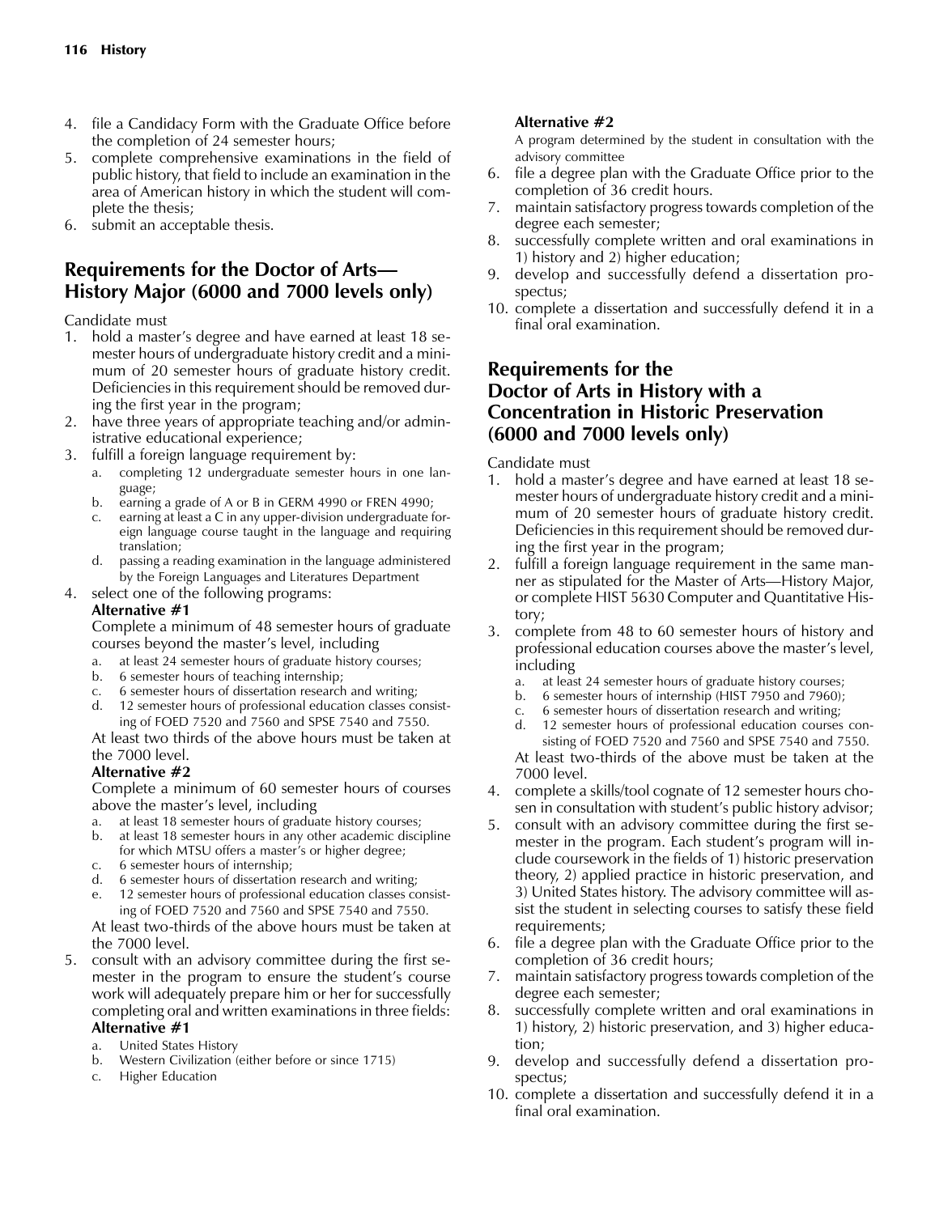4. file a Candidacy Form with the Graduate Office before the completion of 24 semester hours;
5. complete comprehensive examinations in the field of public history, that field to include an examination in the area of American history in which the student will complete the thesis;
6. submit an acceptable thesis.

## Requirements for the Doctor of Arts—History Major (6000 and 7000 levels only)

Candidate must

1. hold a master's degree and have earned at least 18 semester hours of undergraduate history credit and a minimum of 20 semester hours of graduate history credit. Deficiencies in this requirement should be removed during the first year in the program;
2. have three years of appropriate teaching and/or administrative educational experience;
3. fulfill a foreign language requirement by:
   a. completing 12 undergraduate semester hours in one language;
   b. earning a grade of A or B in GERM 4990 or FREN 4990;
   c. earning at least a C in any upper-division undergraduate foreign language course taught in the language and requiring translation;
   d. passing a reading examination in the language administered by the Foreign Languages and Literatures Department
4. select one of the following programs:

   **Alternative #1**

   Complete a minimum of 48 semester hours of graduate courses beyond the master's level, including
   a. at least 24 semester hours of graduate history courses;
   b. 6 semester hours of teaching internship;
   c. 6 semester hours of dissertation research and writing;
   d. 12 semester hours of professional education classes consisting of FOED 7520 and 7560 and SPSE 7540 and 7550.

   At least two thirds of the above hours must be taken at the 7000 level.

   **Alternative #2**

   Complete a minimum of 60 semester hours of courses above the master's level, including
   a. at least 18 semester hours of graduate history courses;
   b. at least 18 semester hours in any other academic discipline for which MTSU offers a master's or higher degree;
   c. 6 semester hours of internship;
   d. 6 semester hours of dissertation research and writing;
   e. 12 semester hours of professional education classes consisting of FOED 7520 and 7560 and SPSE 7540 and 7550.

   At least two-thirds of the above hours must be taken at the 7000 level.
5. consult with an advisory committee during the first semester in the program to ensure the student's course work will adequately prepare him or her for successfully completing oral and written examinations in three fields:

   **Alternative #1**
   a. United States History
   b. Western Civilization (either before or since 1715)
   c. Higher Education

   **Alternative #2**

   A program determined by the student in consultation with the advisory committee
6. file a degree plan with the Graduate Office prior to the completion of 36 credit hours.
7. maintain satisfactory progress towards completion of the degree each semester;
8. successfully complete written and oral examinations in 1) history and 2) higher education;
9. develop and successfully defend a dissertation prospectus;
10. complete a dissertation and successfully defend it in a final oral examination.

## Requirements for the Doctor of Arts in History with a Concentration in Historic Preservation (6000 and 7000 levels only)

Candidate must

1. hold a master's degree and have earned at least 18 semester hours of undergraduate history credit and a minimum of 20 semester hours of graduate history credit. Deficiencies in this requirement should be removed during the first year in the program;
2. fulfill a foreign language requirement in the same manner as stipulated for the Master of Arts—History Major, or complete HIST 5630 Computer and Quantitative History;
3. complete from 48 to 60 semester hours of history and professional education courses above the master's level, including
   a. at least 24 semester hours of graduate history courses;
   b. 6 semester hours of internship (HIST 7950 and 7960);
   c. 6 semester hours of dissertation research and writing;
   d. 12 semester hours of professional education courses consisting of FOED 7520 and 7560 and SPSE 7540 and 7550.

   At least two-thirds of the above must be taken at the 7000 level.
4. complete a skills/tool cognate of 12 semester hours chosen in consultation with student's public history advisor;
5. consult with an advisory committee during the first semester in the program. Each student's program will include coursework in the fields of 1) historic preservation theory, 2) applied practice in historic preservation, and 3) United States history. The advisory committee will assist the student in selecting courses to satisfy these field requirements;
6. file a degree plan with the Graduate Office prior to the completion of 36 credit hours;
7. maintain satisfactory progress towards completion of the degree each semester;
8. successfully complete written and oral examinations in 1) history, 2) historic preservation, and 3) higher education;
9. develop and successfully defend a dissertation prospectus;
10. complete a dissertation and successfully defend it in a final oral examination.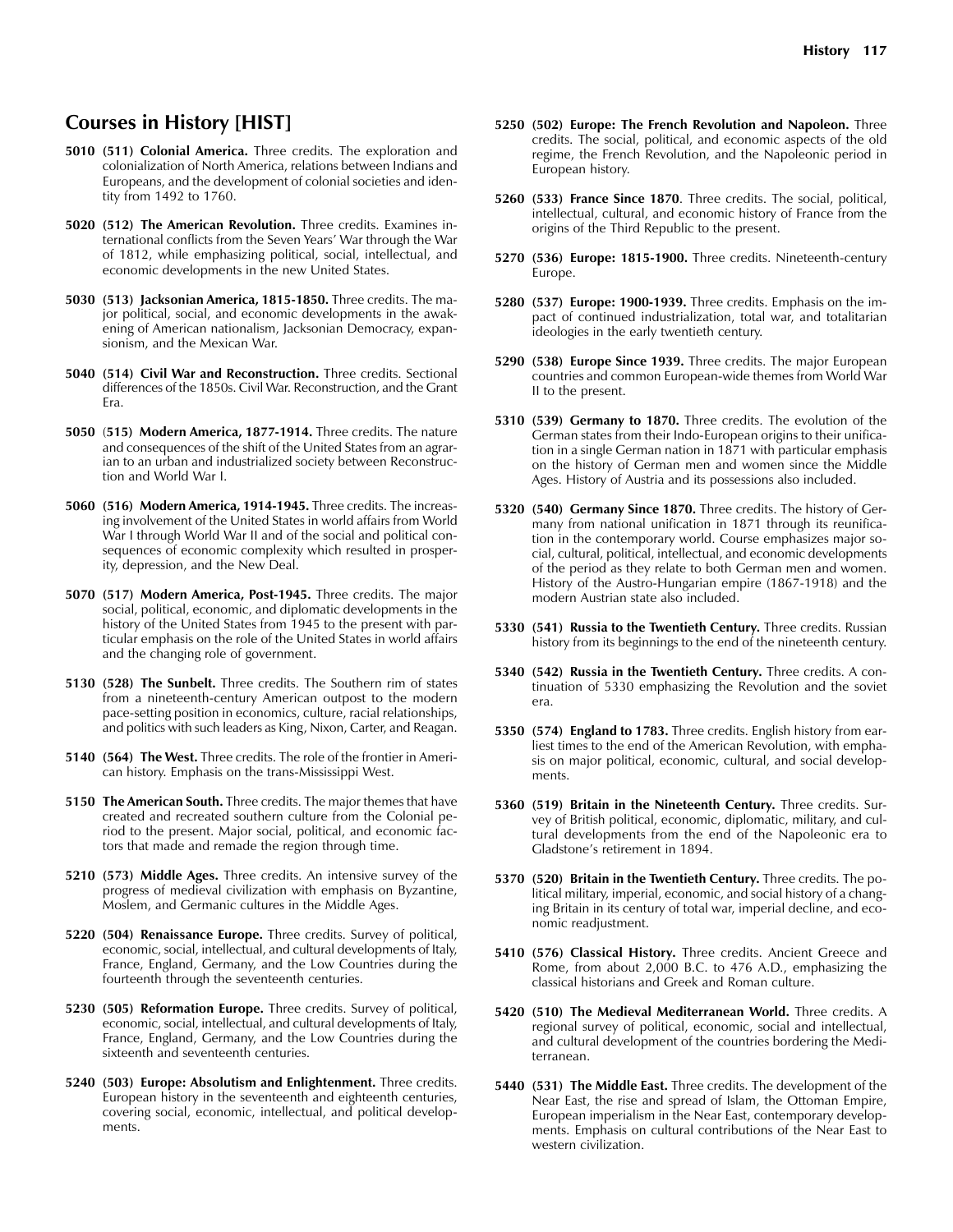## Courses in History [HIST]

**5010 (511) Colonial America.** Three credits. The exploration and colonialization of North America, relations between Indians and Europeans, and the development of colonial societies and identity from 1492 to 1760.

**5020 (512) The American Revolution.** Three credits. Examines international conflicts from the Seven Years' War through the War of 1812, while emphasizing political, social, intellectual, and economic developments in the new United States.

**5030 (513) Jacksonian America, 1815-1850.** Three credits. The major political, social, and economic developments in the awakening of American nationalism, Jacksonian Democracy, expansionism, and the Mexican War.

**5040 (514) Civil War and Reconstruction.** Three credits. Sectional differences of the 1850s. Civil War. Reconstruction, and the Grant Era.

**5050 (515) Modern America, 1877-1914.** Three credits. The nature and consequences of the shift of the United States from an agrarian to an urban and industrialized society between Reconstruction and World War I.

**5060 (516) Modern America, 1914-1945.** Three credits. The increasing involvement of the United States in world affairs from World War I through World War II and of the social and political consequences of economic complexity which resulted in prosperity, depression, and the New Deal.

**5070 (517) Modern America, Post-1945.** Three credits. The major social, political, economic, and diplomatic developments in the history of the United States from 1945 to the present with particular emphasis on the role of the United States in world affairs and the changing role of government.

**5130 (528) The Sunbelt.** Three credits. The Southern rim of states from a nineteenth-century American outpost to the modern pace-setting position in economics, culture, racial relationships, and politics with such leaders as King, Nixon, Carter, and Reagan.

**5140 (564) The West.** Three credits. The role of the frontier in American history. Emphasis on the trans-Mississippi West.

**5150 The American South.** Three credits. The major themes that have created and recreated southern culture from the Colonial period to the present. Major social, political, and economic factors that made and remade the region through time.

**5210 (573) Middle Ages.** Three credits. An intensive survey of the progress of medieval civilization with emphasis on Byzantine, Moslem, and Germanic cultures in the Middle Ages.

**5220 (504) Renaissance Europe.** Three credits. Survey of political, economic, social, intellectual, and cultural developments of Italy, France, England, Germany, and the Low Countries during the fourteenth through the seventeenth centuries.

**5230 (505) Reformation Europe.** Three credits. Survey of political, economic, social, intellectual, and cultural developments of Italy, France, England, Germany, and the Low Countries during the sixteenth and seventeenth centuries.

**5240 (503) Europe: Absolutism and Enlightenment.** Three credits. European history in the seventeenth and eighteenth centuries, covering social, economic, intellectual, and political developments.

**5250 (502) Europe: The French Revolution and Napoleon.** Three credits. The social, political, and economic aspects of the old regime, the French Revolution, and the Napoleonic period in European history.

**5260 (533) France Since 1870**. Three credits. The social, political, intellectual, cultural, and economic history of France from the origins of the Third Republic to the present.

**5270 (536) Europe: 1815-1900.** Three credits. Nineteenth-century Europe.

**5280 (537) Europe: 1900-1939.** Three credits. Emphasis on the impact of continued industrialization, total war, and totalitarian ideologies in the early twentieth century.

**5290 (538) Europe Since 1939.** Three credits. The major European countries and common European-wide themes from World War II to the present.

**5310 (539) Germany to 1870.** Three credits. The evolution of the German states from their Indo-European origins to their unification in a single German nation in 1871 with particular emphasis on the history of German men and women since the Middle Ages. History of Austria and its possessions also included.

**5320 (540) Germany Since 1870.** Three credits. The history of Germany from national unification in 1871 through its reunification in the contemporary world. Course emphasizes major social, cultural, political, intellectual, and economic developments of the period as they relate to both German men and women. History of the Austro-Hungarian empire (1867-1918) and the modern Austrian state also included.

**5330 (541) Russia to the Twentieth Century.** Three credits. Russian history from its beginnings to the end of the nineteenth century.

**5340 (542) Russia in the Twentieth Century.** Three credits. A continuation of 5330 emphasizing the Revolution and the soviet era.

**5350 (574) England to 1783.** Three credits. English history from earliest times to the end of the American Revolution, with emphasis on major political, economic, cultural, and social developments.

**5360 (519) Britain in the Nineteenth Century.** Three credits. Survey of British political, economic, diplomatic, military, and cultural developments from the end of the Napoleonic era to Gladstone's retirement in 1894.

**5370 (520) Britain in the Twentieth Century.** Three credits. The political military, imperial, economic, and social history of a changing Britain in its century of total war, imperial decline, and economic readjustment.

**5410 (576) Classical History.** Three credits. Ancient Greece and Rome, from about 2,000 B.C. to 476 A.D., emphasizing the classical historians and Greek and Roman culture.

**5420 (510) The Medieval Mediterranean World.** Three credits. A regional survey of political, economic, social and intellectual, and cultural development of the countries bordering the Mediterranean.

**5440 (531) The Middle East.** Three credits. The development of the Near East, the rise and spread of Islam, the Ottoman Empire, European imperialism in the Near East, contemporary developments. Emphasis on cultural contributions of the Near East to western civilization.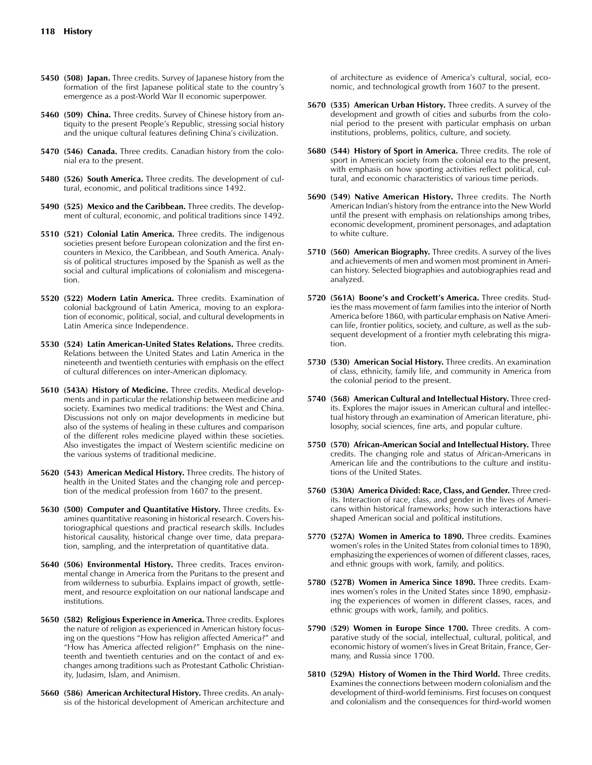**5450 (508) Japan.** Three credits. Survey of Japanese history from the formation of the first Japanese political state to the country's emergence as a post-World War II economic superpower.

**5460 (509) China.** Three credits. Survey of Chinese history from antiquity to the present People's Republic, stressing social history and the unique cultural features defining China's civilization.

**5470 (546) Canada.** Three credits. Canadian history from the colonial era to the present.

**5480 (526) South America.** Three credits. The development of cultural, economic, and political traditions since 1492.

**5490 (525) Mexico and the Caribbean.** Three credits. The development of cultural, economic, and political traditions since 1492.

**5510 (521) Colonial Latin America.** Three credits. The indigenous societies present before European colonization and the first encounters in Mexico, the Caribbean, and South America. Analysis of political structures imposed by the Spanish as well as the social and cultural implications of colonialism and miscegenation.

**5520 (522) Modern Latin America.** Three credits. Examination of colonial background of Latin America, moving to an exploration of economic, political, social, and cultural developments in Latin America since Independence.

**5530 (524) Latin American-United States Relations.** Three credits. Relations between the United States and Latin America in the nineteenth and twentieth centuries with emphasis on the effect of cultural differences on inter-American diplomacy.

**5610 (543A) History of Medicine.** Three credits. Medical developments and in particular the relationship between medicine and society. Examines two medical traditions: the West and China. Discussions not only on major developments in medicine but also of the systems of healing in these cultures and comparison of the different roles medicine played within these societies. Also investigates the impact of Western scientific medicine on the various systems of traditional medicine.

**5620 (543) American Medical History.** Three credits. The history of health in the United States and the changing role and perception of the medical profession from 1607 to the present.

**5630 (500) Computer and Quantitative History.** Three credits. Examines quantitative reasoning in historical research. Covers historiographical questions and practical research skills. Includes historical causality, historical change over time, data preparation, sampling, and the interpretation of quantitative data.

**5640 (506) Environmental History.** Three credits. Traces environmental change in America from the Puritans to the present and from wilderness to suburbia. Explains impact of growth, settlement, and resource exploitation on our national landscape and institutions.

**5650 (582) Religious Experience in America.** Three credits. Explores the nature of religion as experienced in American history focusing on the questions "How has religion affected America?" and "How has America affected religion?" Emphasis on the nineteenth and twentieth centuries and on the contact of and exchanges among traditions such as Protestant Catholic Christianity, Judasim, Islam, and Animism.

**5660 (586) American Architectural History.** Three credits. An analysis of the historical development of American architecture and of architecture as evidence of America's cultural, social, economic, and technological growth from 1607 to the present.

**5670 (535) American Urban History.** Three credits. A survey of the development and growth of cities and suburbs from the colonial period to the present with particular emphasis on urban institutions, problems, politics, culture, and society.

**5680 (544) History of Sport in America.** Three credits. The role of sport in American society from the colonial era to the present, with emphasis on how sporting activities reflect political, cultural, and economic characteristics of various time periods.

**5690 (549) Native American History.** Three credits. The North American Indian's history from the entrance into the New World until the present with emphasis on relationships among tribes, economic development, prominent personages, and adaptation to white culture.

**5710 (560) American Biography.** Three credits. A survey of the lives and achievements of men and women most prominent in American history. Selected biographies and autobiographies read and analyzed.

**5720 (561A) Boone's and Crockett's America.** Three credits. Studies the mass movement of farm families into the interior of North America before 1860, with particular emphasis on Native American life, frontier politics, society, and culture, as well as the subsequent development of a frontier myth celebrating this migration.

**5730 (530) American Social History.** Three credits. An examination of class, ethnicity, family life, and community in America from the colonial period to the present.

**5740 (568) American Cultural and Intellectual History.** Three credits. Explores the major issues in American cultural and intellectual history through an examination of American literature, philosophy, social sciences, fine arts, and popular culture.

**5750 (570) African-American Social and Intellectual History.** Three credits. The changing role and status of African-Americans in American life and the contributions to the culture and institutions of the United States.

**5760 (530A) America Divided: Race, Class, and Gender.** Three credits. Interaction of race, class, and gender in the lives of Americans within historical frameworks; how such interactions have shaped American social and political institutions.

**5770 (527A) Women in America to 1890.** Three credits. Examines women's roles in the United States from colonial times to 1890, emphasizing the experiences of women of different classes, races, and ethnic groups with work, family, and politics.

**5780 (527B) Women in America Since 1890.** Three credits. Examines women's roles in the United States since 1890, emphasizing the experiences of women in different classes, races, and ethnic groups with work, family, and politics.

**5790 (529) Women in Europe Since 1700.** Three credits. A comparative study of the social, intellectual, cultural, political, and economic history of women's lives in Great Britain, France, Germany, and Russia since 1700.

**5810 (529A) History of Women in the Third World.** Three credits. Examines the connections between modern colonialism and the development of third-world feminisms. First focuses on conquest and colonialism and the consequences for third-world women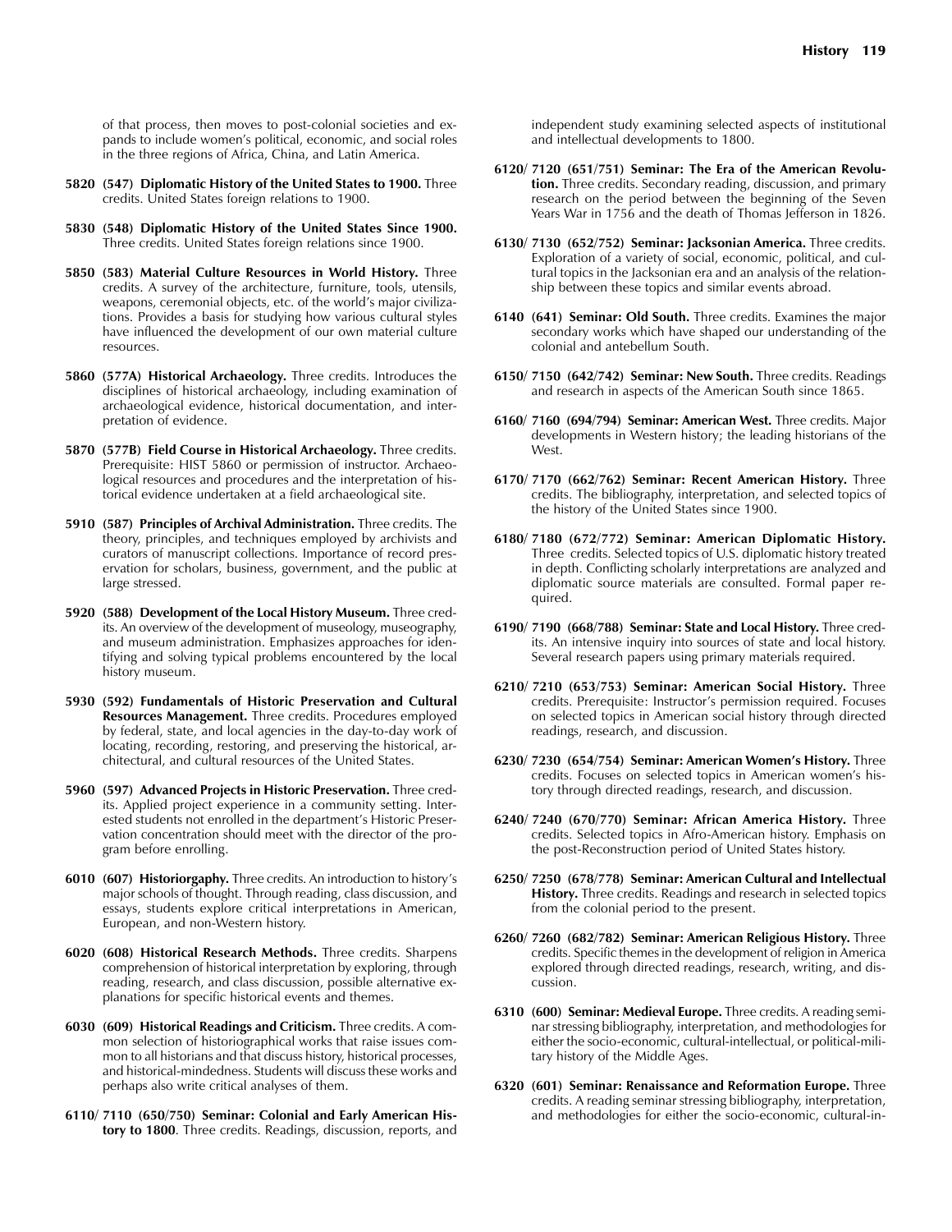of that process, then moves to post-colonial societies and expands to include women's political, economic, and social roles in the three regions of Africa, China, and Latin America.

**5820 (547) Diplomatic History of the United States to 1900.** Three credits. United States foreign relations to 1900.

**5830 (548) Diplomatic History of the United States Since 1900.** Three credits. United States foreign relations since 1900.

**5850 (583) Material Culture Resources in World History.** Three credits. A survey of the architecture, furniture, tools, utensils, weapons, ceremonial objects, etc. of the world's major civilizations. Provides a basis for studying how various cultural styles have influenced the development of our own material culture resources.

**5860 (577A) Historical Archaeology.** Three credits. Introduces the disciplines of historical archaeology, including examination of archaeological evidence, historical documentation, and interpretation of evidence.

**5870 (577B) Field Course in Historical Archaeology.** Three credits. Prerequisite: HIST 5860 or permission of instructor. Archaeological resources and procedures and the interpretation of historical evidence undertaken at a field archaeological site.

**5910 (587) Principles of Archival Administration.** Three credits. The theory, principles, and techniques employed by archivists and curators of manuscript collections. Importance of record preservation for scholars, business, government, and the public at large stressed.

**5920 (588) Development of the Local History Museum.** Three credits. An overview of the development of museology, museography, and museum administration. Emphasizes approaches for identifying and solving typical problems encountered by the local history museum.

**5930 (592) Fundamentals of Historic Preservation and Cultural Resources Management.** Three credits. Procedures employed by federal, state, and local agencies in the day-to-day work of locating, recording, restoring, and preserving the historical, architectural, and cultural resources of the United States.

**5960 (597) Advanced Projects in Historic Preservation.** Three credits. Applied project experience in a community setting. Interested students not enrolled in the department's Historic Preservation concentration should meet with the director of the program before enrolling.

**6010 (607) Historiorgaphy.** Three credits. An introduction to history's major schools of thought. Through reading, class discussion, and essays, students explore critical interpretations in American, European, and non-Western history.

**6020 (608) Historical Research Methods.** Three credits. Sharpens comprehension of historical interpretation by exploring, through reading, research, and class discussion, possible alternative explanations for specific historical events and themes.

**6030 (609) Historical Readings and Criticism.** Three credits. A common selection of historiographical works that raise issues common to all historians and that discuss history, historical processes, and historical-mindedness. Students will discuss these works and perhaps also write critical analyses of them.

**6110/ 7110 (650/750) Seminar: Colonial and Early American History to 1800**. Three credits. Readings, discussion, reports, and independent study examining selected aspects of institutional and intellectual developments to 1800.

**6120/ 7120 (651/751) Seminar: The Era of the American Revolution.** Three credits. Secondary reading, discussion, and primary research on the period between the beginning of the Seven Years War in 1756 and the death of Thomas Jefferson in 1826.

**6130/ 7130 (652/752) Seminar: Jacksonian America.** Three credits. Exploration of a variety of social, economic, political, and cultural topics in the Jacksonian era and an analysis of the relationship between these topics and similar events abroad.

**6140 (641) Seminar: Old South.** Three credits. Examines the major secondary works which have shaped our understanding of the colonial and antebellum South.

**6150/ 7150 (642/742) Seminar: New South.** Three credits. Readings and research in aspects of the American South since 1865.

**6160/ 7160 (694/794) Seminar: American West.** Three credits. Major developments in Western history; the leading historians of the West.

**6170/ 7170 (662/762) Seminar: Recent American History.** Three credits. The bibliography, interpretation, and selected topics of the history of the United States since 1900.

**6180/ 7180 (672/772) Seminar: American Diplomatic History.** Three credits. Selected topics of U.S. diplomatic history treated in depth. Conflicting scholarly interpretations are analyzed and diplomatic source materials are consulted. Formal paper required.

**6190/ 7190 (668/788) Seminar: State and Local History.** Three credits. An intensive inquiry into sources of state and local history. Several research papers using primary materials required.

**6210/ 7210 (653/753) Seminar: American Social History.** Three credits. Prerequisite: Instructor's permission required. Focuses on selected topics in American social history through directed readings, research, and discussion.

**6230/ 7230 (654/754) Seminar: American Women's History.** Three credits. Focuses on selected topics in American women's history through directed readings, research, and discussion.

**6240/ 7240 (670/770) Seminar: African America History.** Three credits. Selected topics in Afro-American history. Emphasis on the post-Reconstruction period of United States history.

**6250/ 7250 (678/778) Seminar: American Cultural and Intellectual History.** Three credits. Readings and research in selected topics from the colonial period to the present.

**6260/ 7260 (682/782) Seminar: American Religious History.** Three credits. Specific themes in the development of religion in America explored through directed readings, research, writing, and discussion.

**6310 (600) Seminar: Medieval Europe.** Three credits. A reading seminar stressing bibliography, interpretation, and methodologies for either the socio-economic, cultural-intellectual, or political-military history of the Middle Ages.

**6320 (601) Seminar: Renaissance and Reformation Europe.** Three credits. A reading seminar stressing bibliography, interpretation, and methodologies for either the socio-economic, cultural-in-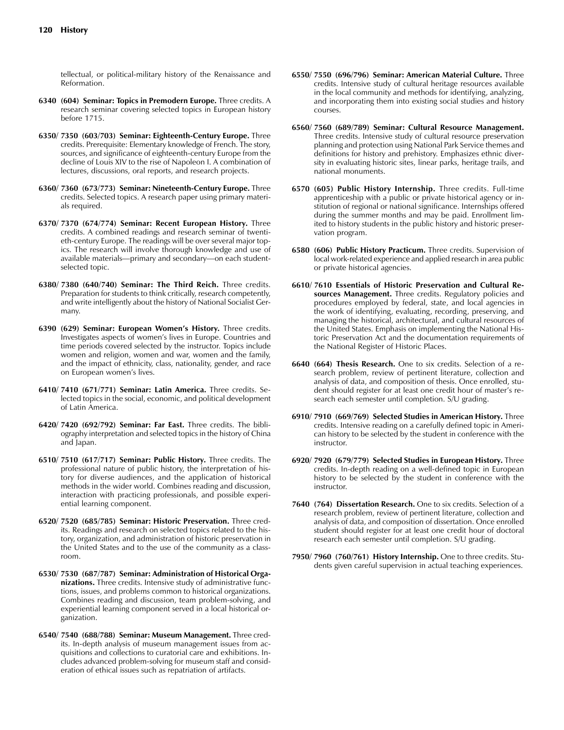tellectual, or political-military history of the Renaissance and Reformation.

**6340 (604) Seminar: Topics in Premodern Europe.** Three credits. A research seminar covering selected topics in European history before 1715.

**6350/ 7350 (603/703) Seminar: Eighteenth-Century Europe.** Three credits. Prerequisite: Elementary knowledge of French. The story, sources, and significance of eighteenth-century Europe from the decline of Louis XIV to the rise of Napoleon I. A combination of lectures, discussions, oral reports, and research projects.

**6360/ 7360 (673/773) Seminar: Nineteenth-Century Europe.** Three credits. Selected topics. A research paper using primary materials required.

**6370/ 7370 (674/774) Seminar: Recent European History.** Three credits. A combined readings and research seminar of twentieth-century Europe. The readings will be over several major topics. The research will involve thorough knowledge and use of available materials—primary and secondary—on each student-selected topic.

**6380/ 7380 (640/740) Seminar: The Third Reich.** Three credits. Preparation for students to think critically, research competently, and write intelligently about the history of National Socialist Germany.

**6390 (629) Seminar: European Women's History.** Three credits. Investigates aspects of women's lives in Europe. Countries and time periods covered selected by the instructor. Topics include women and religion, women and war, women and the family, and the impact of ethnicity, class, nationality, gender, and race on European women's lives.

**6410/ 7410 (671/771) Seminar: Latin America.** Three credits. Selected topics in the social, economic, and political development of Latin America.

**6420/ 7420 (692/792) Seminar: Far East.** Three credits. The bibliography interpretation and selected topics in the history of China and Japan.

**6510/ 7510 (617/717) Seminar: Public History.** Three credits. The professional nature of public history, the interpretation of history for diverse audiences, and the application of historical methods in the wider world. Combines reading and discussion, interaction with practicing professionals, and possible experiential learning component.

**6520/ 7520 (685/785) Seminar: Historic Preservation.** Three credits. Readings and research on selected topics related to the history, organization, and administration of historic preservation in the United States and to the use of the community as a classroom.

**6530/ 7530 (687/787) Seminar: Administration of Historical Organizations.** Three credits. Intensive study of administrative functions, issues, and problems common to historical organizations. Combines reading and discussion, team problem-solving, and experiential learning component served in a local historical organization.

**6540/ 7540 (688/788) Seminar: Museum Management.** Three credits. In-depth analysis of museum management issues from acquisitions and collections to curatorial care and exhibitions. Includes advanced problem-solving for museum staff and consideration of ethical issues such as repatriation of artifacts.

**6550/ 7550 (696/796) Seminar: American Material Culture.** Three credits. Intensive study of cultural heritage resources available in the local community and methods for identifying, analyzing, and incorporating them into existing social studies and history courses.

**6560/ 7560 (689/789) Seminar: Cultural Resource Management.** Three credits. Intensive study of cultural resource preservation planning and protection using National Park Service themes and definitions for history and prehistory. Emphasizes ethnic diversity in evaluating historic sites, linear parks, heritage trails, and national monuments.

**6570 (605) Public History Internship.** Three credits. Full-time apprenticeship with a public or private historical agency or institution of regional or national significance. Internships offered during the summer months and may be paid. Enrollment limited to history students in the public history and historic preservation program.

**6580 (606) Public History Practicum.** Three credits. Supervision of local work-related experience and applied research in area public or private historical agencies.

**6610/ 7610 Essentials of Historic Preservation and Cultural Resources Management.** Three credits. Regulatory policies and procedures employed by federal, state, and local agencies in the work of identifying, evaluating, recording, preserving, and managing the historical, architectural, and cultural resources of the United States. Emphasis on implementing the National Historic Preservation Act and the documentation requirements of the National Register of Historic Places.

**6640 (664) Thesis Research.** One to six credits. Selection of a research problem, review of pertinent literature, collection and analysis of data, and composition of thesis. Once enrolled, student should register for at least one credit hour of master's research each semester until completion. S/U grading.

**6910/ 7910 (669/769) Selected Studies in American History.** Three credits. Intensive reading on a carefully defined topic in American history to be selected by the student in conference with the instructor.

**6920/ 7920 (679/779) Selected Studies in European History.** Three credits. In-depth reading on a well-defined topic in European history to be selected by the student in conference with the instructor.

**7640 (764) Dissertation Research.** One to six credits. Selection of a research problem, review of pertinent literature, collection and analysis of data, and composition of dissertation. Once enrolled student should register for at least one credit hour of doctoral research each semester until completion. S/U grading.

**7950/ 7960 (760/761) History Internship.** One to three credits. Students given careful supervision in actual teaching experiences.